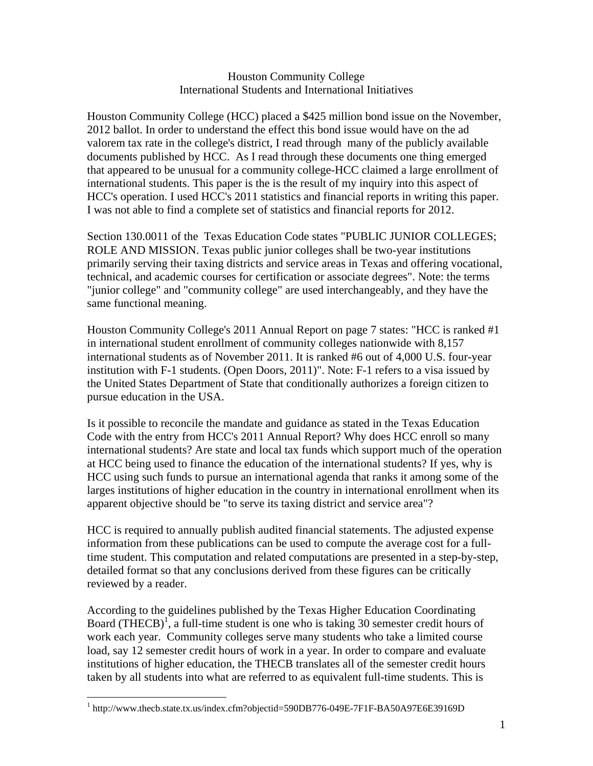# Houston Community College
## International Students and International Initiatives

Houston Community College (HCC) placed a $425 million bond issue on the November, 2012 ballot. In order to understand the effect this bond issue would have on the ad valorem tax rate in the college's district, I read through many of the publicly available documents published by HCC. As I read through these documents one thing emerged that appeared to be unusual for a community college-HCC claimed a large enrollment of international students. This paper is the is the result of my inquiry into this aspect of HCC's operation. I used HCC's 2011 statistics and financial reports in writing this paper. I was not able to find a complete set of statistics and financial reports for 2012.

Section 130.0011 of the Texas Education Code states "PUBLIC JUNIOR COLLEGES; ROLE AND MISSION. Texas public junior colleges shall be two-year institutions primarily serving their taxing districts and service areas in Texas and offering vocational, technical, and academic courses for certification or associate degrees". Note: the terms "junior college" and "community college" are used interchangeably, and they have the same functional meaning.

Houston Community College's 2011 Annual Report on page 7 states: "HCC is ranked #1 in international student enrollment of community colleges nationwide with 8,157 international students as of November 2011. It is ranked #6 out of 4,000 U.S. four-year institution with F-1 students. (Open Doors, 2011)". Note: F-1 refers to a visa issued by the United States Department of State that conditionally authorizes a foreign citizen to pursue education in the USA.

Is it possible to reconcile the mandate and guidance as stated in the Texas Education Code with the entry from HCC's 2011 Annual Report? Why does HCC enroll so many international students? Are state and local tax funds which support much of the operation at HCC being used to finance the education of the international students? If yes, why is HCC using such funds to pursue an international agenda that ranks it among some of the larges institutions of higher education in the country in international enrollment when its apparent objective should be "to serve its taxing district and service area"?

HCC is required to annually publish audited financial statements. The adjusted expense information from these publications can be used to compute the average cost for a full-time student. This computation and related computations are presented in a step-by-step, detailed format so that any conclusions derived from these figures can be critically reviewed by a reader.

According to the guidelines published by the Texas Higher Education Coordinating Board (THECB)[1], a full-time student is one who is taking 30 semester credit hours of work each year. Community colleges serve many students who take a limited course load, say 12 semester credit hours of work in a year. In order to compare and evaluate institutions of higher education, the THECB translates all of the semester credit hours taken by all students into what are referred to as equivalent full-time students. This is

[1] http://www.thecb.state.tx.us/index.cfm?objectid=590DB776-049E-7F1F-BA50A97E6E39169D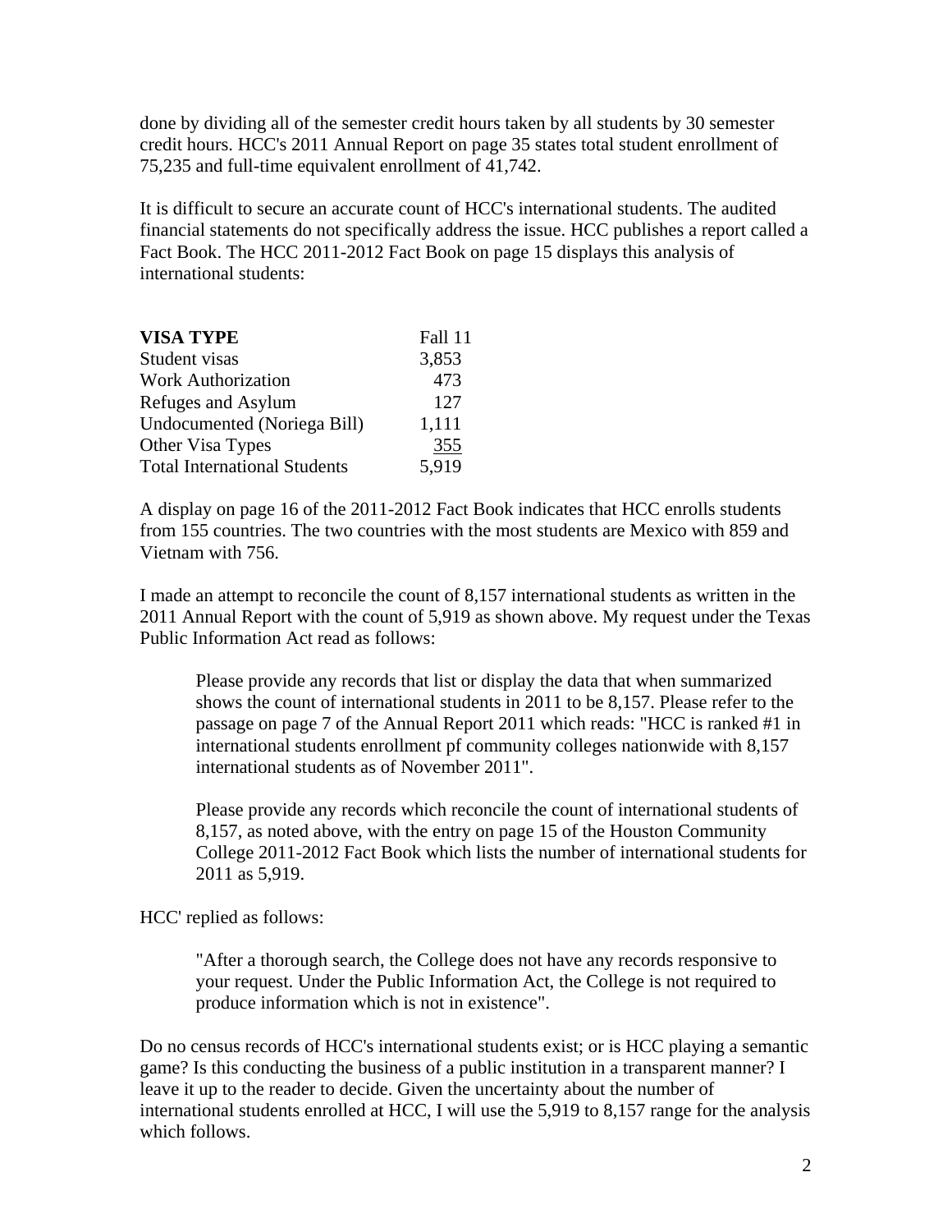done by dividing all of the semester credit hours taken by all students by 30 semester credit hours. HCC's 2011 Annual Report on page 35 states total student enrollment of 75,235 and full-time equivalent enrollment of 41,742.

It is difficult to secure an accurate count of HCC's international students. The audited financial statements do not specifically address the issue. HCC publishes a report called a Fact Book. The HCC 2011-2012 Fact Book on page 15 displays this analysis of international students:

| **VISA TYPE** | Fall 11 |
|---|---|
| Student visas | 3,853 |
| Work Authorization | 473 |
| Refuges and Asylum | 127 |
| Undocumented (Noriega Bill) | 1,111 |
| Other Visa Types | 355 |
| Total International Students | 5,919 |

A display on page 16 of the 2011-2012 Fact Book indicates that HCC enrolls students from 155 countries. The two countries with the most students are Mexico with 859 and Vietnam with 756.

I made an attempt to reconcile the count of 8,157 international students as written in the 2011 Annual Report with the count of 5,919 as shown above. My request under the Texas Public Information Act read as follows:

> Please provide any records that list or display the data that when summarized shows the count of international students in 2011 to be 8,157. Please refer to the passage on page 7 of the Annual Report 2011 which reads: "HCC is ranked #1 in international students enrollment pf community colleges nationwide with 8,157 international students as of November 2011".
>
> Please provide any records which reconcile the count of international students of 8,157, as noted above, with the entry on page 15 of the Houston Community College 2011-2012 Fact Book which lists the number of international students for 2011 as 5,919.

HCC' replied as follows:

> "After a thorough search, the College does not have any records responsive to your request. Under the Public Information Act, the College is not required to produce information which is not in existence".

Do no census records of HCC's international students exist; or is HCC playing a semantic game? Is this conducting the business of a public institution in a transparent manner? I leave it up to the reader to decide. Given the uncertainty about the number of international students enrolled at HCC, I will use the 5,919 to 8,157 range for the analysis which follows.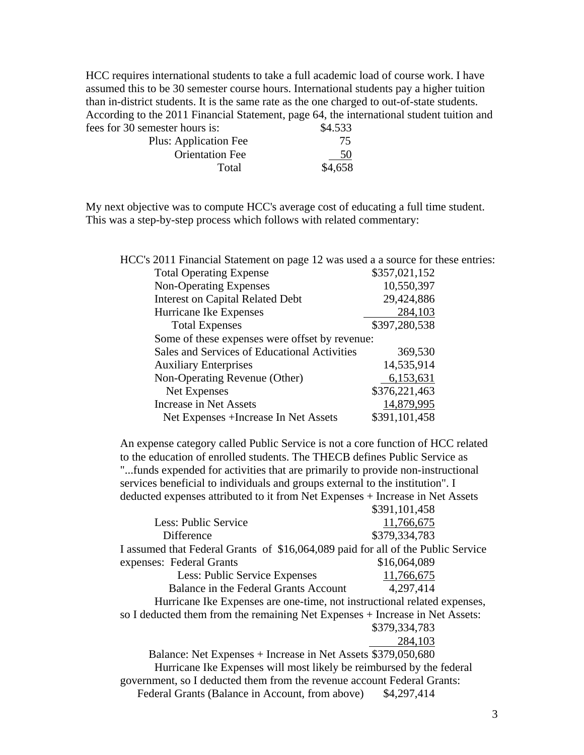HCC requires international students to take a full academic load of course work. I have assumed this to be 30 semester course hours. International students pay a higher tuition than in-district students. It is the same rate as the one charged to out-of-state students. According to the 2011 Financial Statement, page 64, the international student tuition and fees for 30 semester hours is:

| | |
|---|---|
| fees for 30 semester hours is: | $4.533 |
| Plus: Application Fee | 75 |
| Orientation Fee | 50 |
| Total | $4,658 |

My next objective was to compute HCC's average cost of educating a full time student. This was a step-by-step process which follows with related commentary:

HCC's 2011 Financial Statement on page 12 was used a a source for these entries:

| | |
|---|---|
| Total Operating Expense | $357,021,152 |
| Non-Operating Expenses | 10,550,397 |
| Interest on Capital Related Debt | 29,424,886 |
| Hurricane Ike Expenses | 284,103 |
| Total Expenses | $397,280,538 |
| Some of these expenses were offset by revenue: | |
| Sales and Services of Educational Activities | 369,530 |
| Auxiliary Enterprises | 14,535,914 |
| Non-Operating Revenue (Other) | 6,153,631 |
| Net Expenses | $376,221,463 |
| Increase in Net Assets | 14,879,995 |
| Net Expenses +Increase In Net Assets | $391,101,458 |

An expense category called Public Service is not a core function of HCC related to the education of enrolled students. The THECB defines Public Service as "...funds expended for activities that are primarily to provide non-instructional services beneficial to individuals and groups external to the institution". I deducted expenses attributed to it from Net Expenses + Increase in Net Assets

| | |
|---|---|
| | $391,101,458 |
| Less: Public Service | 11,766,675 |
| Difference | $379,334,783 |

I assumed that Federal Grants of $16,064,089 paid for all of the Public Service expenses:

| | |
|---|---|
| Federal Grants | $16,064,089 |
| Less: Public Service Expenses | 11,766,675 |
| Balance in the Federal Grants Account | 4,297,414 |

Hurricane Ike Expenses are one-time, not instructional related expenses, so I deducted them from the remaining Net Expenses + Increase in Net Assets:

| | |
|---|---|
| | $379,334,783 |
| | 284,103 |
| Balance: Net Expenses + Increase in Net Assets | $379,050,680 |

Hurricane Ike Expenses will most likely be reimbursed by the federal government, so I deducted them from the revenue account Federal Grants:

| | |
|---|---|
| Federal Grants (Balance in Account, from above) | $4,297,414 |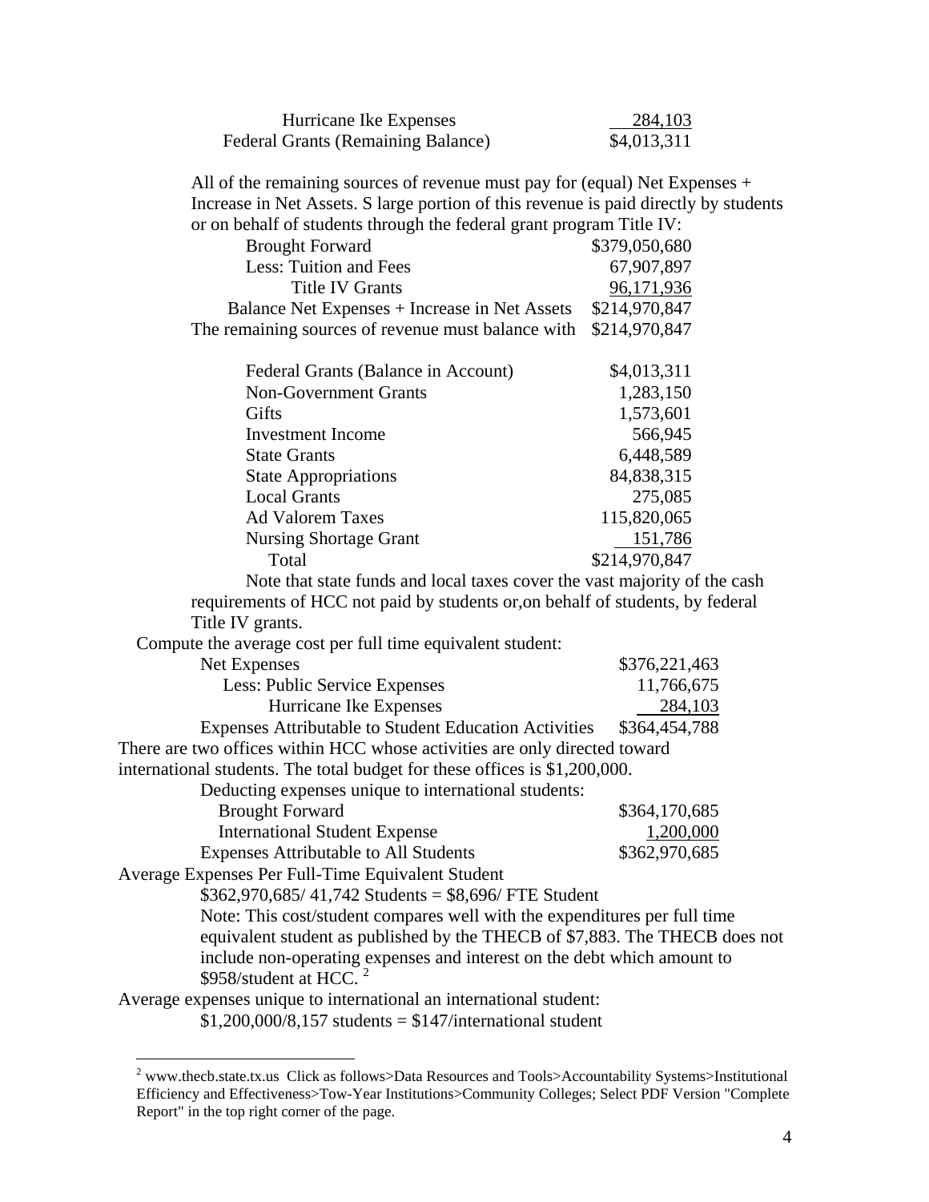| | |
|---|---|
| Hurricane Ike Expenses | 284,103 |
| Federal Grants (Remaining Balance) | \$4,013,311 |

All of the remaining sources of revenue must pay for (equal) Net Expenses + Increase in Net Assets. S large portion of this revenue is paid directly by students or on behalf of students through the federal grant program Title IV:

| | |
|---|---|
| Brought Forward | \$379,050,680 |
| Less: Tuition and Fees | 67,907,897 |
| Title IV Grants | 96,171,936 |
| Balance Net Expenses + Increase in Net Assets | \$214,970,847 |
| The remaining sources of revenue must balance with | \$214,970,847 |

| | |
|---|---|
| Federal Grants (Balance in Account) | \$4,013,311 |
| Non-Government Grants | 1,283,150 |
| Gifts | 1,573,601 |
| Investment Income | 566,945 |
| State Grants | 6,448,589 |
| State Appropriations | 84,838,315 |
| Local Grants | 275,085 |
| Ad Valorem Taxes | 115,820,065 |
| Nursing Shortage Grant | 151,786 |
| Total | \$214,970,847 |

Note that state funds and local taxes cover the vast majority of the cash requirements of HCC not paid by students or,on behalf of students, by federal Title IV grants.

Compute the average cost per full time equivalent student:

| | |
|---|---|
| Net Expenses | \$376,221,463 |
| Less: Public Service Expenses | 11,766,675 |
| Hurricane Ike Expenses | 284,103 |
| Expenses Attributable to Student Education Activities | \$364,454,788 |

There are two offices within HCC whose activities are only directed toward international students. The total budget for these offices is \$1,200,000.

Deducting expenses unique to international students:

| | |
|---|---|
| Brought Forward | \$364,170,685 |
| International Student Expense | 1,200,000 |
| Expenses Attributable to All Students | \$362,970,685 |

Average Expenses Per Full-Time Equivalent Student

\$362,970,685/ 41,742 Students = \$8,696/ FTE Student

Note: This cost/student compares well with the expenditures per full time equivalent student as published by the THECB of \$7,883. The THECB does not include non-operating expenses and interest on the debt which amount to \$958/student at HCC. [2]

Average expenses unique to international an international student:

\$1,200,000/8,157 students = \$147/international student

[2] www.thecb.state.tx.us Click as follows>Data Resources and Tools>Accountability Systems>Institutional Efficiency and Effectiveness>Tow-Year Institutions>Community Colleges; Select PDF Version "Complete Report" in the top right corner of the page.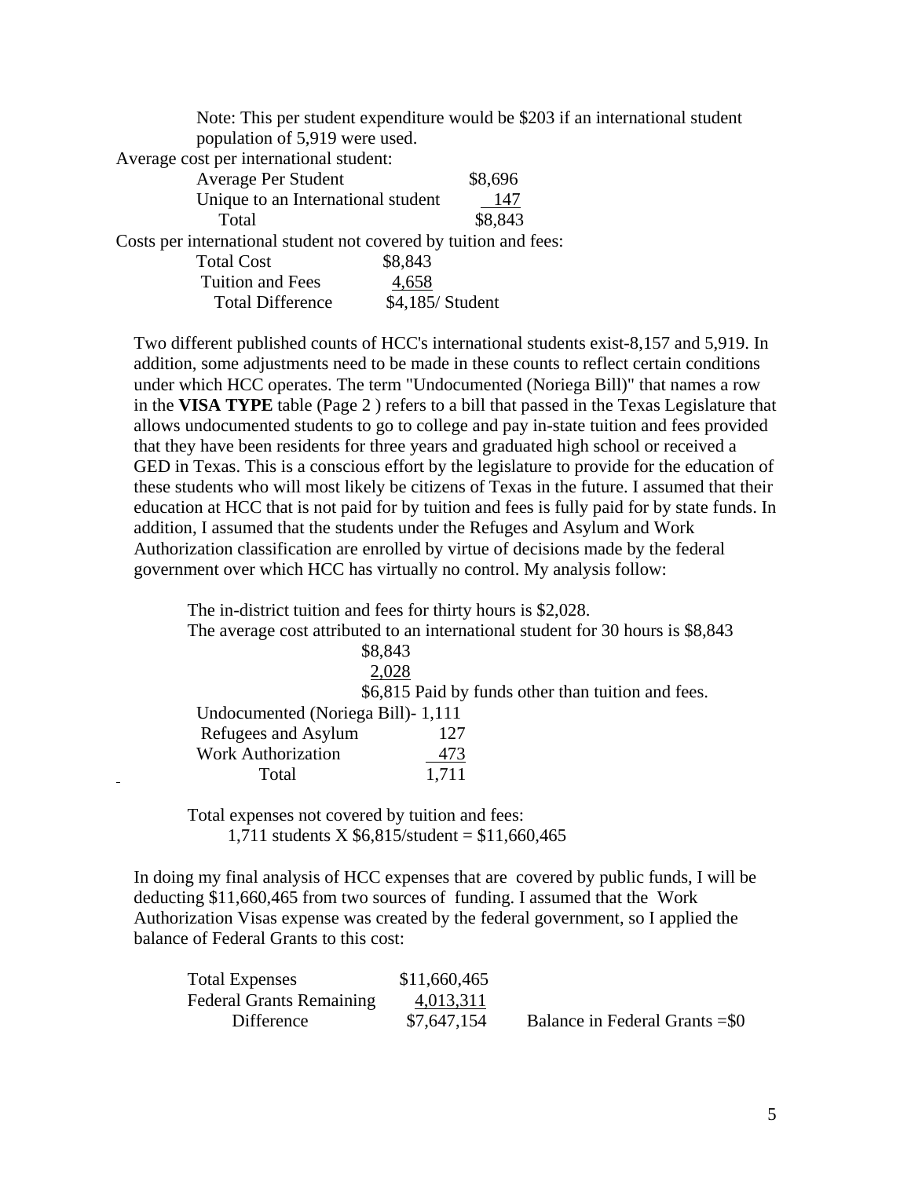Note: This per student expenditure would be $203 if an international student population of 5,919 were used.

Average cost per international student:

| | |
|---|---|
| Average Per Student | $8,696 |
| Unique to an International student | 147 |
| Total | $8,843 |

Costs per international student not covered by tuition and fees:

| | |
|---|---|
| Total Cost | $8,843 |
| Tuition and Fees | 4,658 |
| Total Difference | $4,185/ Student |

Two different published counts of HCC's international students exist-8,157 and 5,919. In addition, some adjustments need to be made in these counts to reflect certain conditions under which HCC operates. The term "Undocumented (Noriega Bill)" that names a row in the **VISA TYPE** table (Page 2 ) refers to a bill that passed in the Texas Legislature that allows undocumented students to go to college and pay in-state tuition and fees provided that they have been residents for three years and graduated high school or received a GED in Texas. This is a conscious effort by the legislature to provide for the education of these students who will most likely be citizens of Texas in the future. I assumed that their education at HCC that is not paid for by tuition and fees is fully paid for by state funds. In addition, I assumed that the students under the Refuges and Asylum and Work Authorization classification are enrolled by virtue of decisions made by the federal government over which HCC has virtually no control. My analysis follow:

The in-district tuition and fees for thirty hours is $2,028.

The average cost attributed to an international student for 30 hours is $8,843

$8,843
2,028
$6,815 Paid by funds other than tuition and fees.

| | |
|---|---|
| Undocumented (Noriega Bill)- | 1,111 |
| Refugees and Asylum | 127 |
| Work Authorization | 473 |
| Total | 1,711 |

Total expenses not covered by tuition and fees:

1,711 students X $6,815/student = $11,660,465

In doing my final analysis of HCC expenses that are covered by public funds, I will be deducting $11,660,465 from two sources of funding. I assumed that the Work Authorization Visas expense was created by the federal government, so I applied the balance of Federal Grants to this cost:

| | | |
|---|---|---|
| Total Expenses | $11,660,465 | |
| Federal Grants Remaining | 4,013,311 | |
| Difference | $7,647,154 | Balance in Federal Grants =$0 |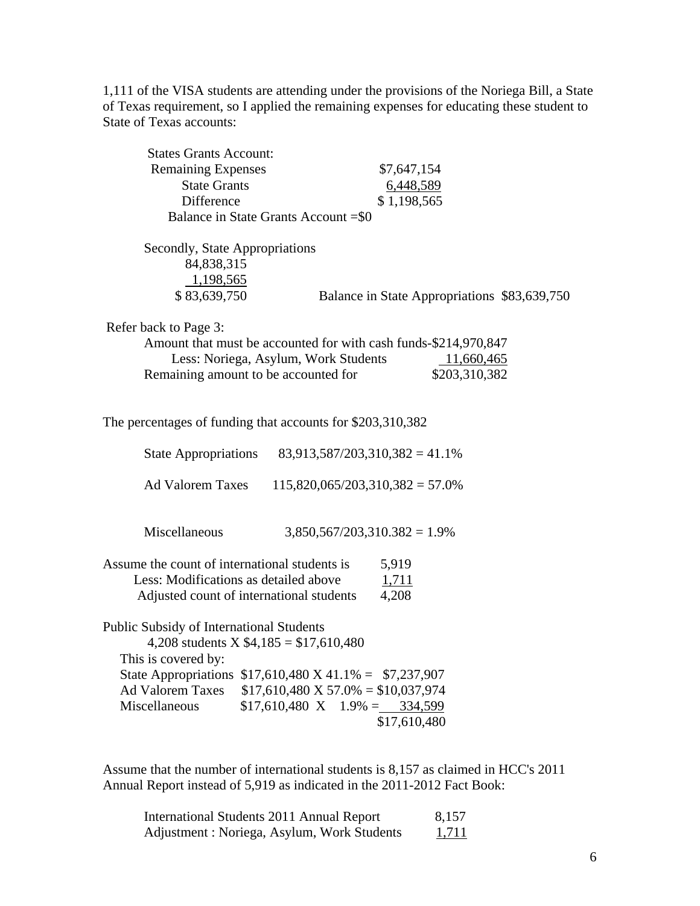1,111 of the VISA students are attending under the provisions of the Noriega Bill, a State of Texas requirement, so I applied the remaining expenses for educating these student to State of Texas accounts:

States Grants Account:

| | |
|---|---|
| Remaining Expenses | $7,647,154 |
| State Grants | 6,448,589 |
| Difference | $ 1,198,565 |

Balance in State Grants Account =$0

Secondly, State Appropriations

| | |
|---|---|
| 84,838,315 | |
| 1,198,565 | |
| $ 83,639,750 | Balance in State Appropriations $83,639,750 |

Refer back to Page 3:

| | |
|---|---|
| Amount that must be accounted for with cash funds- | $214,970,847 |
| Less: Noriega, Asylum, Work Students | 11,660,465 |
| Remaining amount to be accounted for | $203,310,382 |

The percentages of funding that accounts for $203,310,382

State Appropriations 83,913,587/203,310,382 = 41.1%

Ad Valorem Taxes 115,820,065/203,310,382 = 57.0%

Miscellaneous 3,850,567/203,310.382 = 1.9%

| | |
|---|---|
| Assume the count of international students is | 5,919 |
| Less: Modifications as detailed above | 1,711 |
| Adjusted count of international students | 4,208 |

Public Subsidy of International Students

4,208 students X $4,185 = $17,610,480

This is covered by:

| | | |
|---|---|---|
| State Appropriations | $17,610,480 X 41.1% = | $7,237,907 |
| Ad Valorem Taxes | $17,610,480 X 57.0% = | $10,037,974 |
| Miscellaneous | $17,610,480 X 1.9% = | 334,599 |
| | | $17,610,480 |

Assume that the number of international students is 8,157 as claimed in HCC's 2011 Annual Report instead of 5,919 as indicated in the 2011-2012 Fact Book:

| | |
|---|---|
| International Students 2011 Annual Report | 8,157 |
| Adjustment : Noriega, Asylum, Work Students | 1,711 |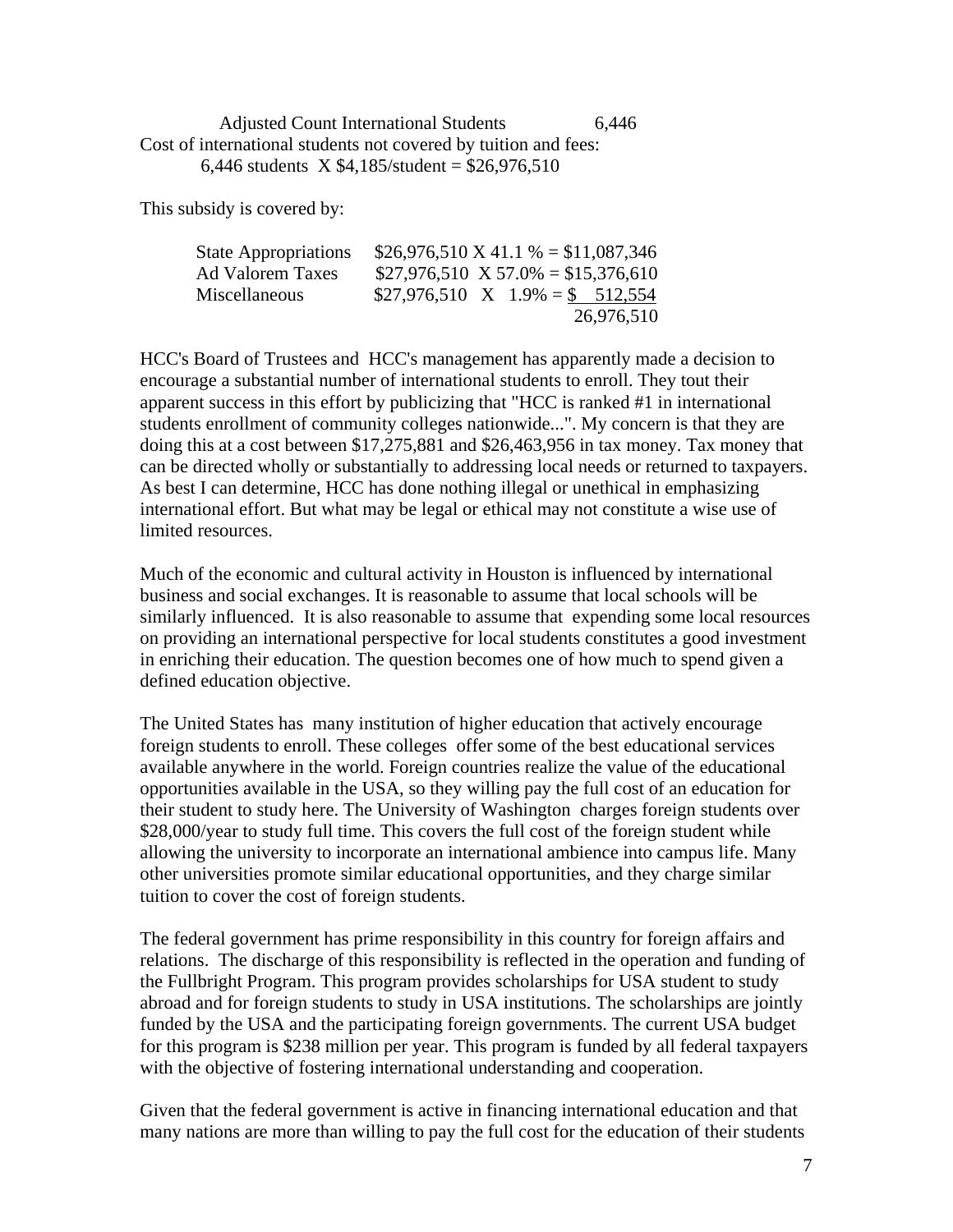Adjusted Count International Students 6,446

Cost of international students not covered by tuition and fees:

6,446 students X $4,185/student = $26,976,510

This subsidy is covered by:

| | |
|---|---|
| State Appropriations | $26,976,510 X 41.1 % = $11,087,346 |
| Ad Valorem Taxes | $27,976,510 X 57.0% = $15,376,610 |
| Miscellaneous | $27,976,510 X 1.9% = $ 512,554 |
| | 26,976,510 |

HCC's Board of Trustees and HCC's management has apparently made a decision to encourage a substantial number of international students to enroll. They tout their apparent success in this effort by publicizing that "HCC is ranked #1 in international students enrollment of community colleges nationwide...". My concern is that they are doing this at a cost between $17,275,881 and $26,463,956 in tax money. Tax money that can be directed wholly or substantially to addressing local needs or returned to taxpayers. As best I can determine, HCC has done nothing illegal or unethical in emphasizing international effort. But what may be legal or ethical may not constitute a wise use of limited resources.

Much of the economic and cultural activity in Houston is influenced by international business and social exchanges. It is reasonable to assume that local schools will be similarly influenced. It is also reasonable to assume that expending some local resources on providing an international perspective for local students constitutes a good investment in enriching their education. The question becomes one of how much to spend given a defined education objective.

The United States has many institution of higher education that actively encourage foreign students to enroll. These colleges offer some of the best educational services available anywhere in the world. Foreign countries realize the value of the educational opportunities available in the USA, so they willing pay the full cost of an education for their student to study here. The University of Washington charges foreign students over $28,000/year to study full time. This covers the full cost of the foreign student while allowing the university to incorporate an international ambience into campus life. Many other universities promote similar educational opportunities, and they charge similar tuition to cover the cost of foreign students.

The federal government has prime responsibility in this country for foreign affairs and relations. The discharge of this responsibility is reflected in the operation and funding of the Fullbright Program. This program provides scholarships for USA student to study abroad and for foreign students to study in USA institutions. The scholarships are jointly funded by the USA and the participating foreign governments. The current USA budget for this program is $238 million per year. This program is funded by all federal taxpayers with the objective of fostering international understanding and cooperation.

Given that the federal government is active in financing international education and that many nations are more than willing to pay the full cost for the education of their students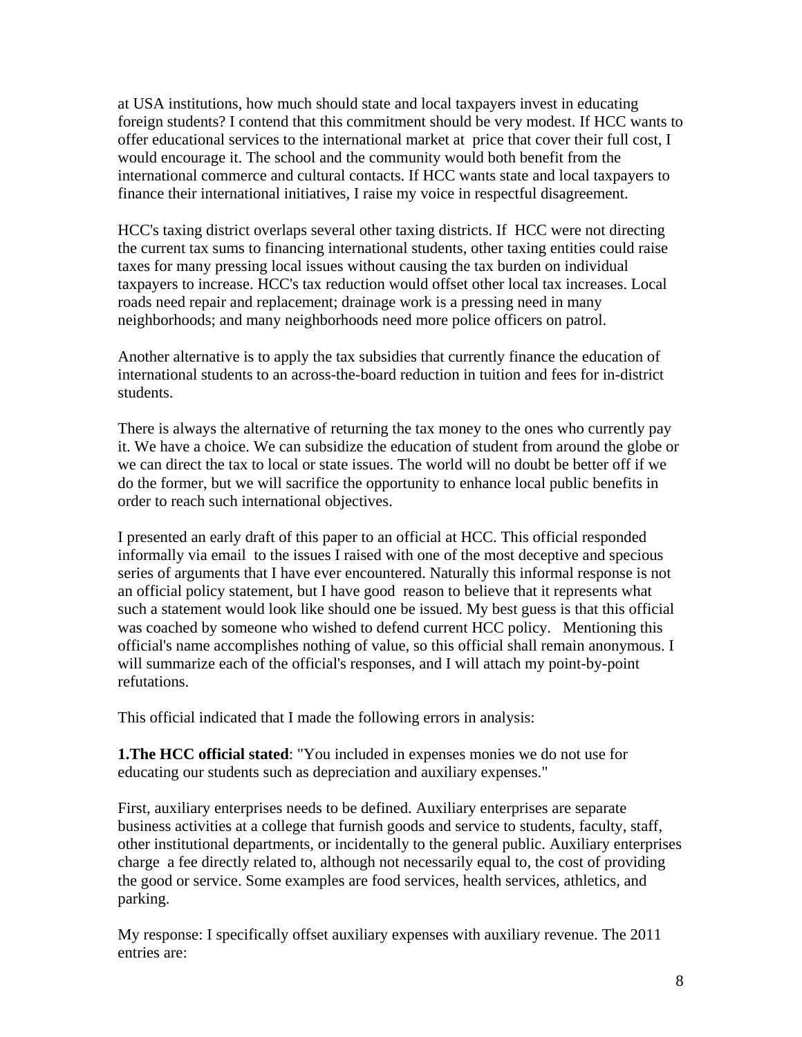at USA institutions, how much should state and local taxpayers invest in educating foreign students? I contend that this commitment should be very modest. If HCC wants to offer educational services to the international market at price that cover their full cost, I would encourage it. The school and the community would both benefit from the international commerce and cultural contacts. If HCC wants state and local taxpayers to finance their international initiatives, I raise my voice in respectful disagreement.

HCC's taxing district overlaps several other taxing districts. If HCC were not directing the current tax sums to financing international students, other taxing entities could raise taxes for many pressing local issues without causing the tax burden on individual taxpayers to increase. HCC's tax reduction would offset other local tax increases. Local roads need repair and replacement; drainage work is a pressing need in many neighborhoods; and many neighborhoods need more police officers on patrol.

Another alternative is to apply the tax subsidies that currently finance the education of international students to an across-the-board reduction in tuition and fees for in-district students.

There is always the alternative of returning the tax money to the ones who currently pay it. We have a choice. We can subsidize the education of student from around the globe or we can direct the tax to local or state issues. The world will no doubt be better off if we do the former, but we will sacrifice the opportunity to enhance local public benefits in order to reach such international objectives.

I presented an early draft of this paper to an official at HCC. This official responded informally via email to the issues I raised with one of the most deceptive and specious series of arguments that I have ever encountered. Naturally this informal response is not an official policy statement, but I have good reason to believe that it represents what such a statement would look like should one be issued. My best guess is that this official was coached by someone who wished to defend current HCC policy. Mentioning this official's name accomplishes nothing of value, so this official shall remain anonymous. I will summarize each of the official's responses, and I will attach my point-by-point refutations.

This official indicated that I made the following errors in analysis:

**1.The HCC official stated**: "You included in expenses monies we do not use for educating our students such as depreciation and auxiliary expenses."

First, auxiliary enterprises needs to be defined. Auxiliary enterprises are separate business activities at a college that furnish goods and service to students, faculty, staff, other institutional departments, or incidentally to the general public. Auxiliary enterprises charge a fee directly related to, although not necessarily equal to, the cost of providing the good or service. Some examples are food services, health services, athletics, and parking.

My response: I specifically offset auxiliary expenses with auxiliary revenue. The 2011 entries are: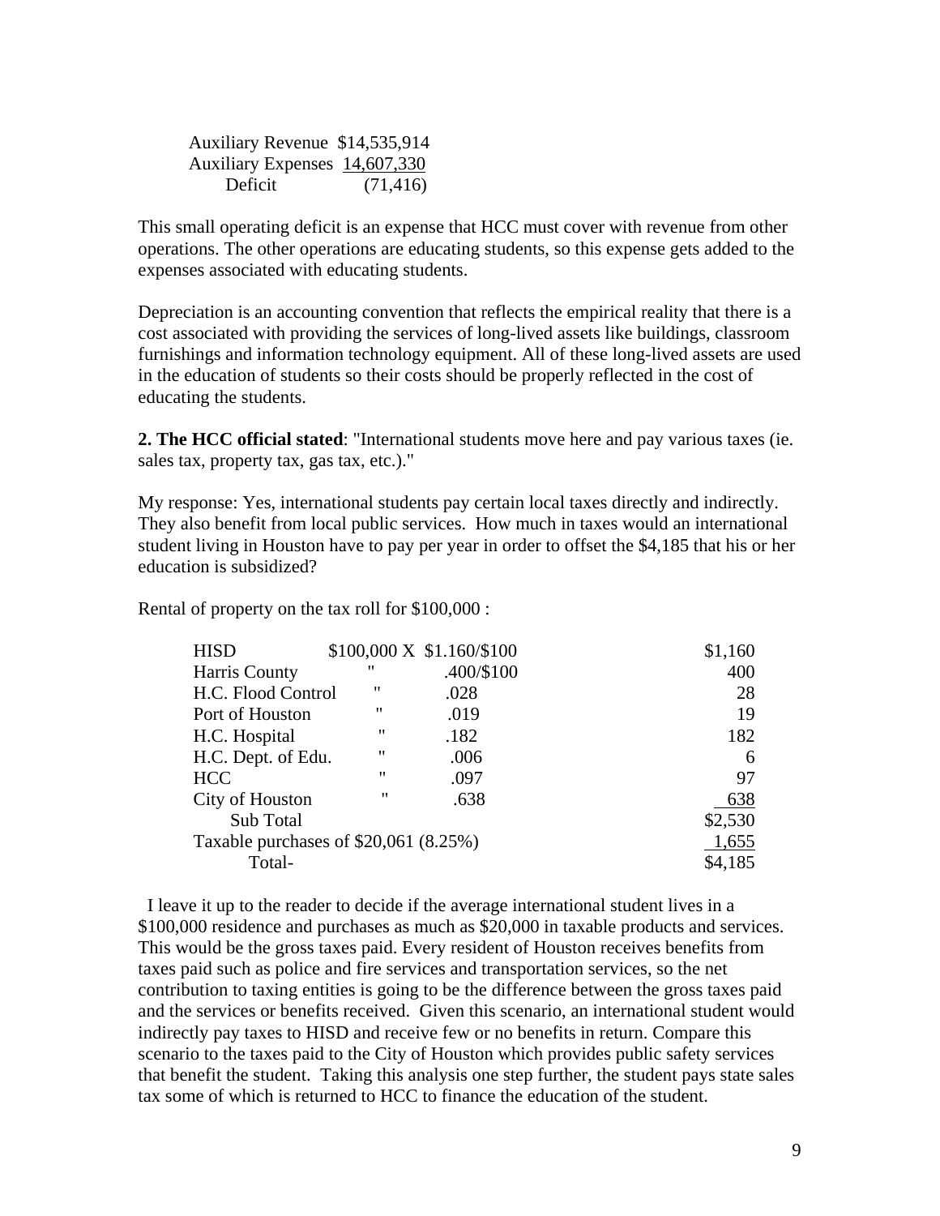| | |
|---|---|
| Auxiliary Revenue | $14,535,914 |
| Auxiliary Expenses | 14,607,330 |
| Deficit | (71,416) |

This small operating deficit is an expense that HCC must cover with revenue from other operations. The other operations are educating students, so this expense gets added to the expenses associated with educating students.

Depreciation is an accounting convention that reflects the empirical reality that there is a cost associated with providing the services of long-lived assets like buildings, classroom furnishings and information technology equipment. All of these long-lived assets are used in the education of students so their costs should be properly reflected in the cost of educating the students.

**2. The HCC official stated**: "International students move here and pay various taxes (ie. sales tax, property tax, gas tax, etc.)."

My response: Yes, international students pay certain local taxes directly and indirectly. They also benefit from local public services. How much in taxes would an international student living in Houston have to pay per year in order to offset the $4,185 that his or her education is subsidized?

Rental of property on the tax roll for $100,000 :

| | | | |
|---|---|---|---|
| HISD | $100,000 X | $1.160/$100 | $1,160 |
| Harris County | " | .400/$100 | 400 |
| H.C. Flood Control | " | .028 | 28 |
| Port of Houston | " | .019 | 19 |
| H.C. Hospital | " | .182 | 182 |
| H.C. Dept. of Edu. | " | .006 | 6 |
| HCC | " | .097 | 97 |
| City of Houston | " | .638 | 638 |
| Sub Total | | | $2,530 |
| Taxable purchases of $20,061 (8.25%) | | | 1,655 |
| Total- | | | $4,185 |

I leave it up to the reader to decide if the average international student lives in a $100,000 residence and purchases as much as $20,000 in taxable products and services. This would be the gross taxes paid. Every resident of Houston receives benefits from taxes paid such as police and fire services and transportation services, so the net contribution to taxing entities is going to be the difference between the gross taxes paid and the services or benefits received. Given this scenario, an international student would indirectly pay taxes to HISD and receive few or no benefits in return. Compare this scenario to the taxes paid to the City of Houston which provides public safety services that benefit the student. Taking this analysis one step further, the student pays state sales tax some of which is returned to HCC to finance the education of the student.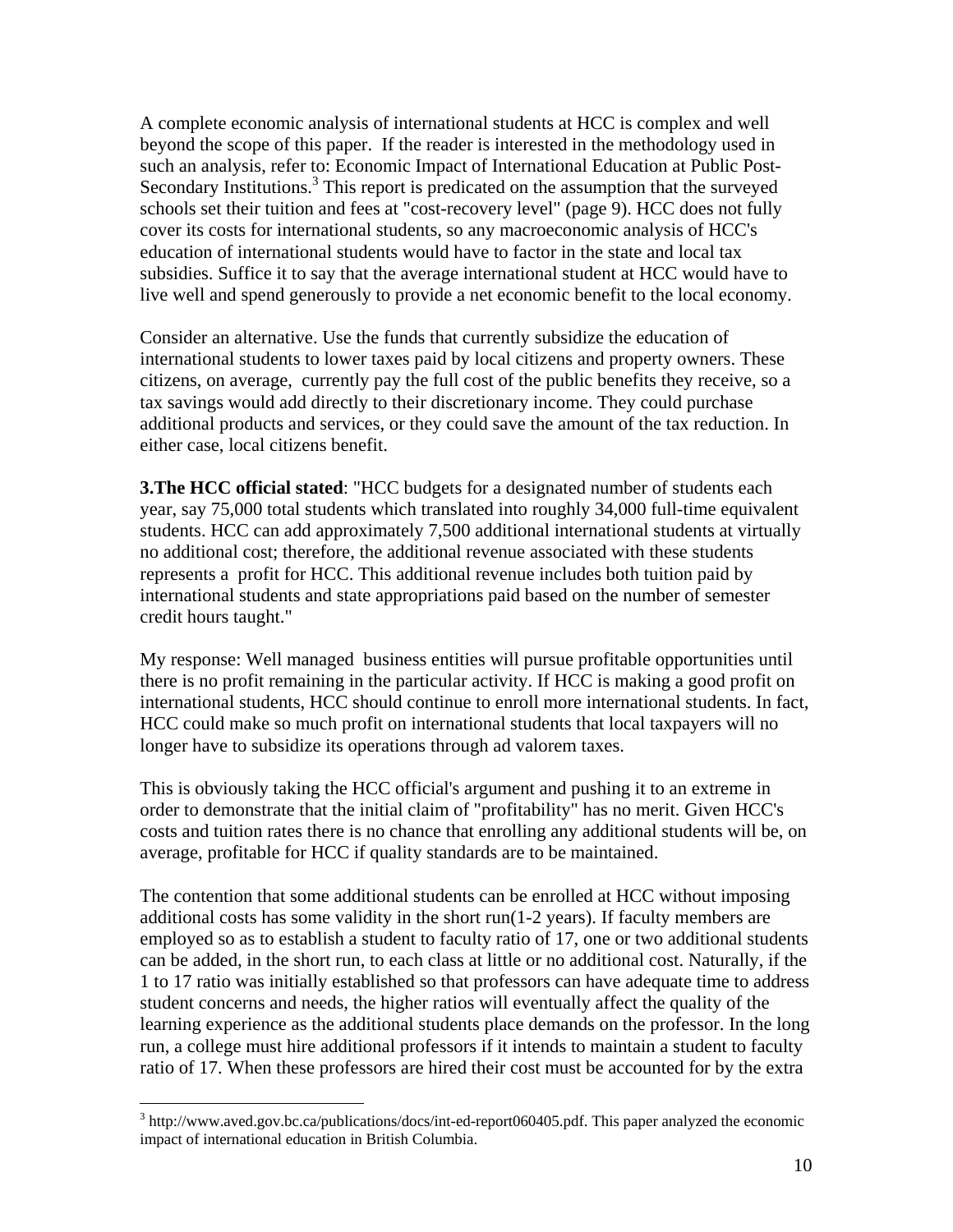A complete economic analysis of international students at HCC is complex and well beyond the scope of this paper. If the reader is interested in the methodology used in such an analysis, refer to: Economic Impact of International Education at Public Post-Secondary Institutions.[3] This report is predicated on the assumption that the surveyed schools set their tuition and fees at "cost-recovery level" (page 9). HCC does not fully cover its costs for international students, so any macroeconomic analysis of HCC's education of international students would have to factor in the state and local tax subsidies. Suffice it to say that the average international student at HCC would have to live well and spend generously to provide a net economic benefit to the local economy.

Consider an alternative. Use the funds that currently subsidize the education of international students to lower taxes paid by local citizens and property owners. These citizens, on average, currently pay the full cost of the public benefits they receive, so a tax savings would add directly to their discretionary income. They could purchase additional products and services, or they could save the amount of the tax reduction. In either case, local citizens benefit.

**3.The HCC official stated**: "HCC budgets for a designated number of students each year, say 75,000 total students which translated into roughly 34,000 full-time equivalent students. HCC can add approximately 7,500 additional international students at virtually no additional cost; therefore, the additional revenue associated with these students represents a profit for HCC. This additional revenue includes both tuition paid by international students and state appropriations paid based on the number of semester credit hours taught."

My response: Well managed business entities will pursue profitable opportunities until there is no profit remaining in the particular activity. If HCC is making a good profit on international students, HCC should continue to enroll more international students. In fact, HCC could make so much profit on international students that local taxpayers will no longer have to subsidize its operations through ad valorem taxes.

This is obviously taking the HCC official's argument and pushing it to an extreme in order to demonstrate that the initial claim of "profitability" has no merit. Given HCC's costs and tuition rates there is no chance that enrolling any additional students will be, on average, profitable for HCC if quality standards are to be maintained.

The contention that some additional students can be enrolled at HCC without imposing additional costs has some validity in the short run(1-2 years). If faculty members are employed so as to establish a student to faculty ratio of 17, one or two additional students can be added, in the short run, to each class at little or no additional cost. Naturally, if the 1 to 17 ratio was initially established so that professors can have adequate time to address student concerns and needs, the higher ratios will eventually affect the quality of the learning experience as the additional students place demands on the professor. In the long run, a college must hire additional professors if it intends to maintain a student to faculty ratio of 17. When these professors are hired their cost must be accounted for by the extra

[3] http://www.aved.gov.bc.ca/publications/docs/int-ed-report060405.pdf. This paper analyzed the economic impact of international education in British Columbia.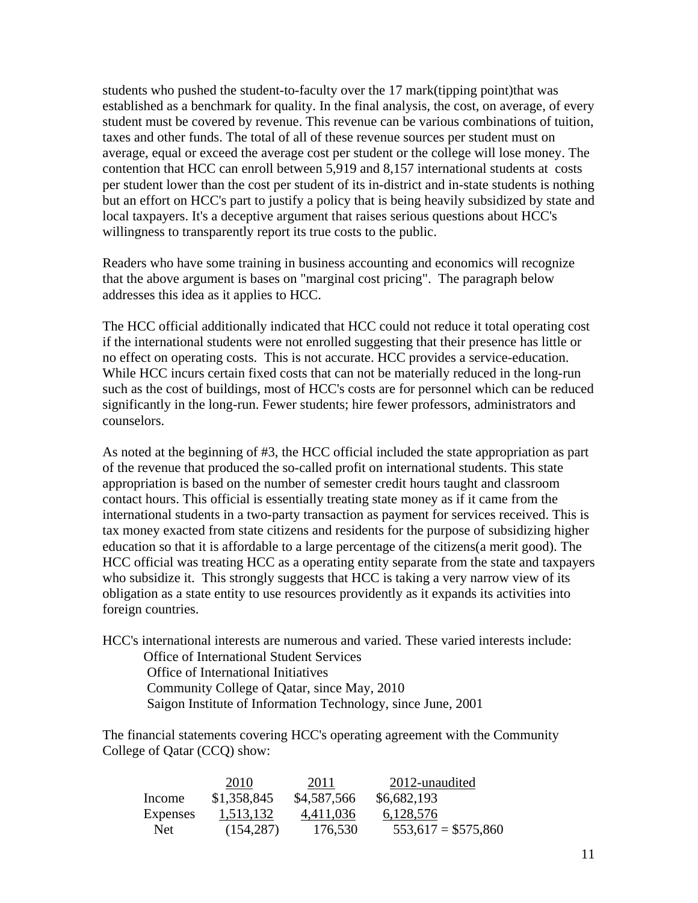students who pushed the student-to-faculty over the 17 mark(tipping point)that was established as a benchmark for quality. In the final analysis, the cost, on average, of every student must be covered by revenue. This revenue can be various combinations of tuition, taxes and other funds. The total of all of these revenue sources per student must on average, equal or exceed the average cost per student or the college will lose money. The contention that HCC can enroll between 5,919 and 8,157 international students at costs per student lower than the cost per student of its in-district and in-state students is nothing but an effort on HCC's part to justify a policy that is being heavily subsidized by state and local taxpayers. It's a deceptive argument that raises serious questions about HCC's willingness to transparently report its true costs to the public.

Readers who have some training in business accounting and economics will recognize that the above argument is bases on "marginal cost pricing". The paragraph below addresses this idea as it applies to HCC.

The HCC official additionally indicated that HCC could not reduce it total operating cost if the international students were not enrolled suggesting that their presence has little or no effect on operating costs. This is not accurate. HCC provides a service-education. While HCC incurs certain fixed costs that can not be materially reduced in the long-run such as the cost of buildings, most of HCC's costs are for personnel which can be reduced significantly in the long-run. Fewer students; hire fewer professors, administrators and counselors.

As noted at the beginning of #3, the HCC official included the state appropriation as part of the revenue that produced the so-called profit on international students. This state appropriation is based on the number of semester credit hours taught and classroom contact hours. This official is essentially treating state money as if it came from the international students in a two-party transaction as payment for services received. This is tax money exacted from state citizens and residents for the purpose of subsidizing higher education so that it is affordable to a large percentage of the citizens(a merit good). The HCC official was treating HCC as a operating entity separate from the state and taxpayers who subsidize it. This strongly suggests that HCC is taking a very narrow view of its obligation as a state entity to use resources providently as it expands its activities into foreign countries.

HCC's international interests are numerous and varied. These varied interests include:

- Office of International Student Services
- Office of International Initiatives
- Community College of Qatar, since May, 2010
- Saigon Institute of Information Technology, since June, 2001

The financial statements covering HCC's operating agreement with the Community College of Qatar (CCQ) show:

| | 2010 | 2011 | 2012-unaudited |
|---|---|---|---|
| Income | \$1,358,845 | \$4,587,566 | \$6,682,193 |
| Expenses | 1,513,132 | 4,411,036 | 6,128,576 |
| Net | (154,287) | 176,530 | 553,617 = \$575,860 |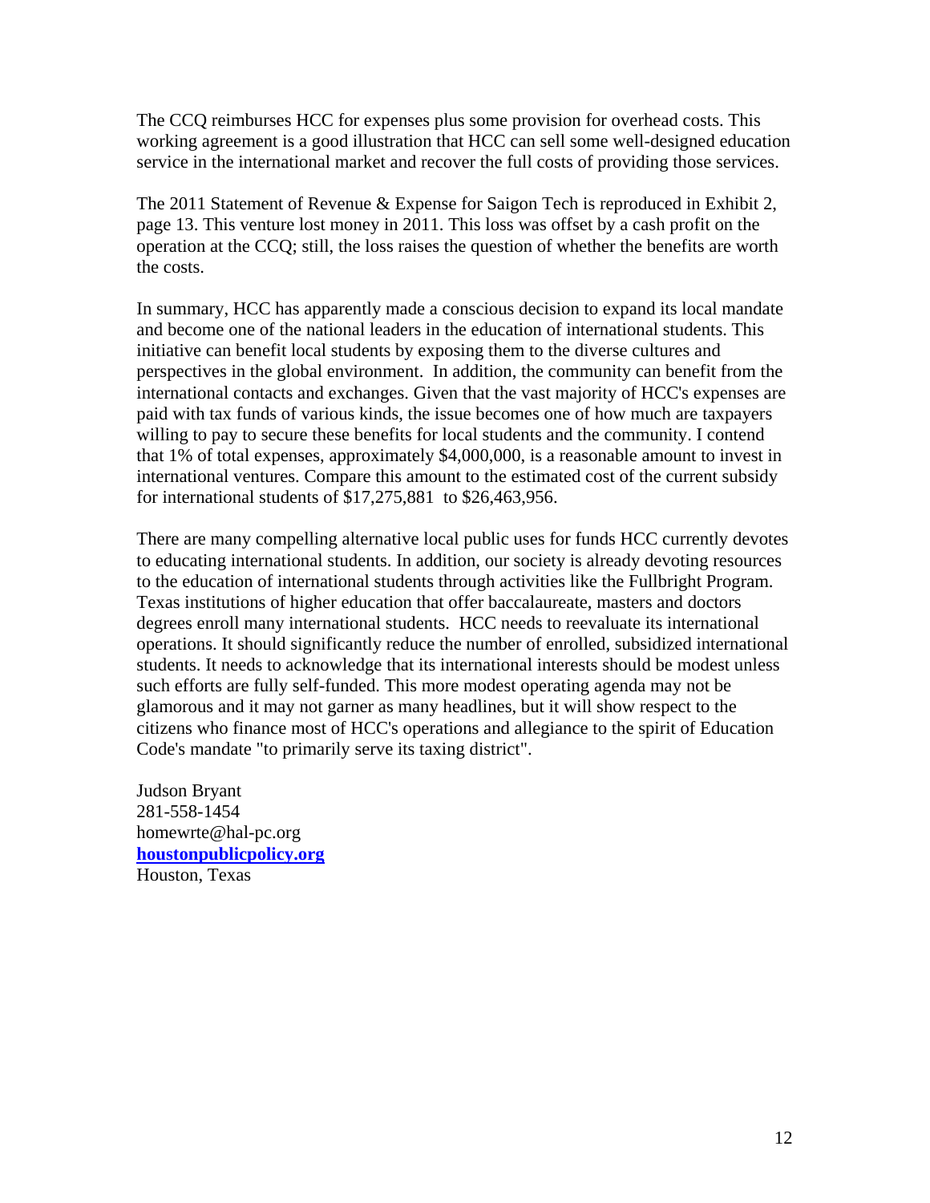The CCQ reimburses HCC for expenses plus some provision for overhead costs. This working agreement is a good illustration that HCC can sell some well-designed education service in the international market and recover the full costs of providing those services.

The 2011 Statement of Revenue & Expense for Saigon Tech is reproduced in Exhibit 2, page 13. This venture lost money in 2011. This loss was offset by a cash profit on the operation at the CCQ; still, the loss raises the question of whether the benefits are worth the costs.

In summary, HCC has apparently made a conscious decision to expand its local mandate and become one of the national leaders in the education of international students. This initiative can benefit local students by exposing them to the diverse cultures and perspectives in the global environment. In addition, the community can benefit from the international contacts and exchanges. Given that the vast majority of HCC's expenses are paid with tax funds of various kinds, the issue becomes one of how much are taxpayers willing to pay to secure these benefits for local students and the community. I contend that 1% of total expenses, approximately $4,000,000, is a reasonable amount to invest in international ventures. Compare this amount to the estimated cost of the current subsidy for international students of $17,275,881 to $26,463,956.

There are many compelling alternative local public uses for funds HCC currently devotes to educating international students. In addition, our society is already devoting resources to the education of international students through activities like the Fullbright Program. Texas institutions of higher education that offer baccalaureate, masters and doctors degrees enroll many international students. HCC needs to reevaluate its international operations. It should significantly reduce the number of enrolled, subsidized international students. It needs to acknowledge that its international interests should be modest unless such efforts are fully self-funded. This more modest operating agenda may not be glamorous and it may not garner as many headlines, but it will show respect to the citizens who finance most of HCC's operations and allegiance to the spirit of Education Code's mandate "to primarily serve its taxing district".

Judson Bryant
281-558-1454
homewrte@hal-pc.org
**houstonpublicpolicy.org**
Houston, Texas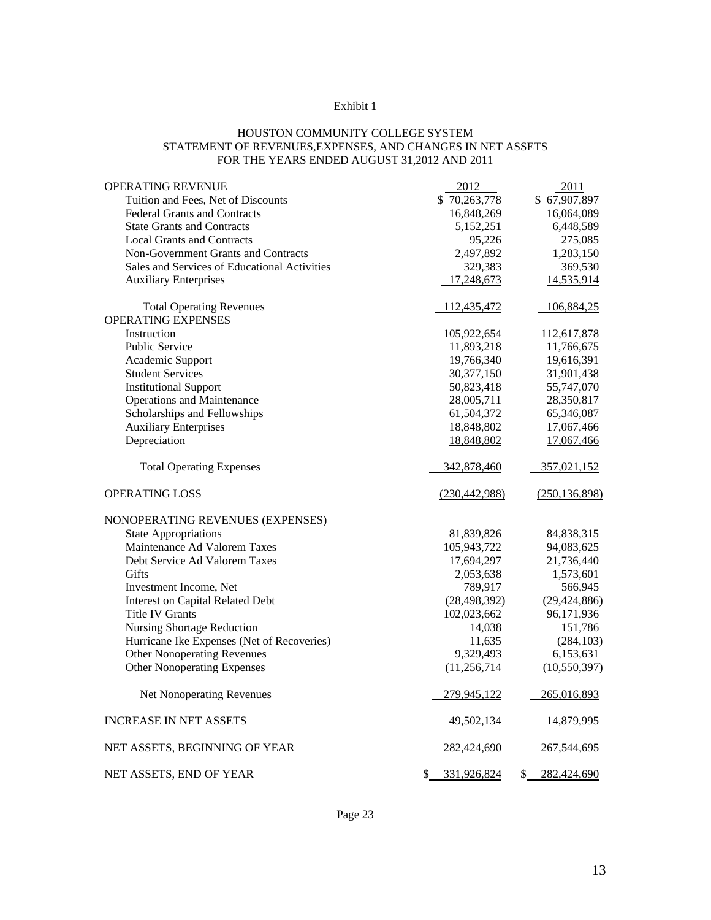Exhibit 1

HOUSTON COMMUNITY COLLEGE SYSTEM
STATEMENT OF REVENUES,EXPENSES, AND CHANGES IN NET ASSETS
FOR THE YEARS ENDED AUGUST 31,2012 AND 2011

| | 2012 | 2011 |
|---|---|---|
| OPERATING REVENUE | | |
| Tuition and Fees, Net of Discounts | $ 70,263,778 | $ 67,907,897 |
| Federal Grants and Contracts | 16,848,269 | 16,064,089 |
| State Grants and Contracts | 5,152,251 | 6,448,589 |
| Local Grants and Contracts | 95,226 | 275,085 |
| Non-Government Grants and Contracts | 2,497,892 | 1,283,150 |
| Sales and Services of Educational Activities | 329,383 | 369,530 |
| Auxiliary Enterprises | 17,248,673 | 14,535,914 |
| Total Operating Revenues | 112,435,472 | 106,884,25 |
| OPERATING EXPENSES | | |
| Instruction | 105,922,654 | 112,617,878 |
| Public Service | 11,893,218 | 11,766,675 |
| Academic Support | 19,766,340 | 19,616,391 |
| Student Services | 30,377,150 | 31,901,438 |
| Institutional Support | 50,823,418 | 55,747,070 |
| Operations and Maintenance | 28,005,711 | 28,350,817 |
| Scholarships and Fellowships | 61,504,372 | 65,346,087 |
| Auxiliary Enterprises | 18,848,802 | 17,067,466 |
| Depreciation | 18,848,802 | 17,067,466 |
| Total Operating Expenses | 342,878,460 | 357,021,152 |
| OPERATING LOSS | (230,442,988) | (250,136,898) |
| NONOPERATING REVENUES (EXPENSES) | | |
| State Appropriations | 81,839,826 | 84,838,315 |
| Maintenance Ad Valorem Taxes | 105,943,722 | 94,083,625 |
| Debt Service Ad Valorem Taxes | 17,694,297 | 21,736,440 |
| Gifts | 2,053,638 | 1,573,601 |
| Investment Income, Net | 789,917 | 566,945 |
| Interest on Capital Related Debt | (28,498,392) | (29,424,886) |
| Title IV Grants | 102,023,662 | 96,171,936 |
| Nursing Shortage Reduction | 14,038 | 151,786 |
| Hurricane Ike Expenses (Net of Recoveries) | 11,635 | (284,103) |
| Other Nonoperating Revenues | 9,329,493 | 6,153,631 |
| Other Nonoperating Expenses | (11,256,714 | (10,550,397) |
| Net Nonoperating Revenues | 279,945,122 | 265,016,893 |
| INCREASE IN NET ASSETS | 49,502,134 | 14,879,995 |
| NET ASSETS, BEGINNING OF YEAR | 282,424,690 | 267,544,695 |
| NET ASSETS, END OF YEAR | $ 331,926,824 | $ 282,424,690 |

Page 23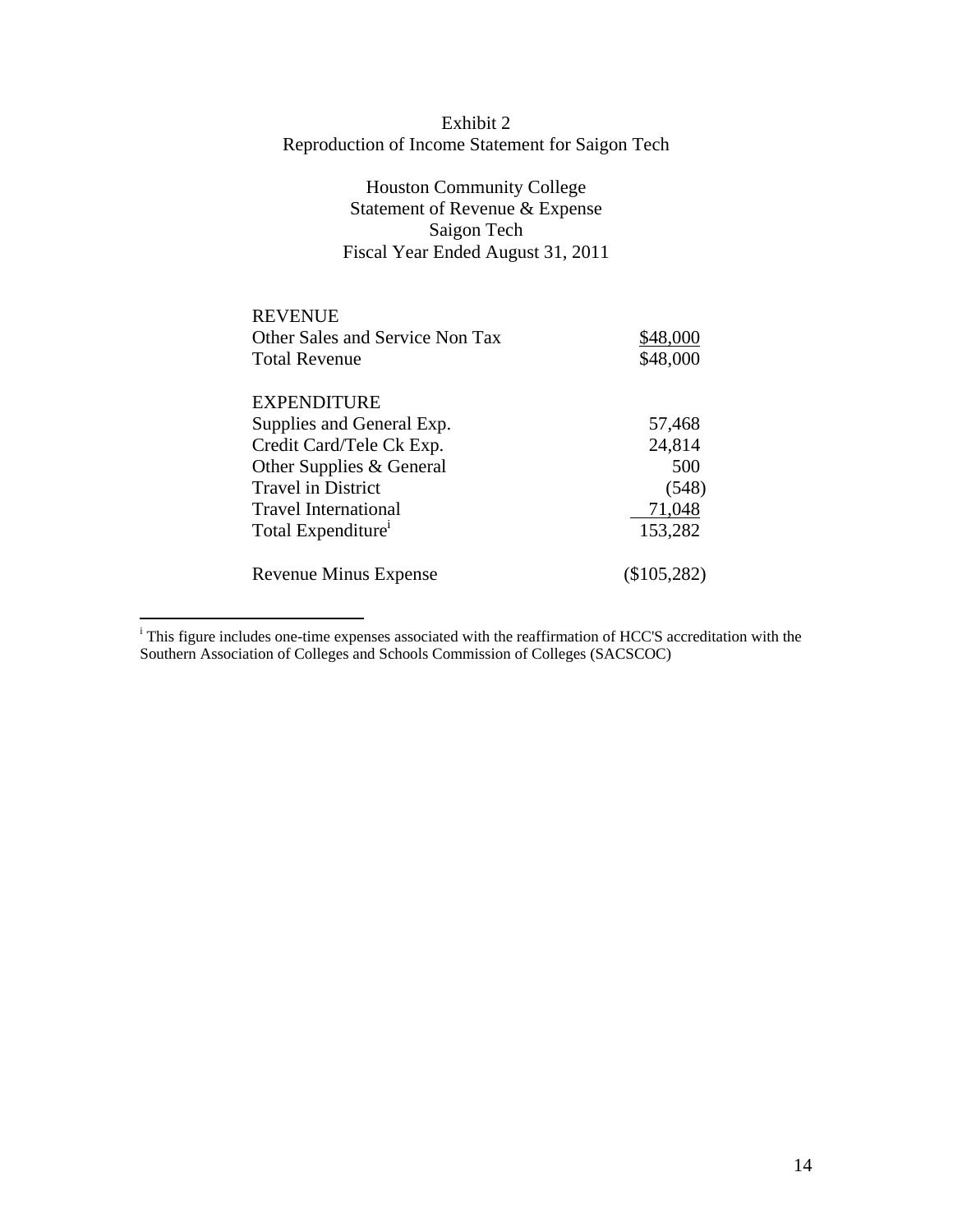Exhibit 2

Reproduction of Income Statement for Saigon Tech

Houston Community College

Statement of Revenue & Expense

Saigon Tech

Fiscal Year Ended August 31, 2011

| | |
|---|---|
| REVENUE | |
| Other Sales and Service Non Tax | $48,000 |
| Total Revenue | $48,000 |
| | |
| EXPENDITURE | |
| Supplies and General Exp. | 57,468 |
| Credit Card/Tele Ck Exp. | 24,814 |
| Other Supplies & General | 500 |
| Travel in District | (548) |
| Travel International | 71,048 |
| Total Expenditure[i] | 153,282 |
| | |
| Revenue Minus Expense | ($105,282) |

[i] This figure includes one-time expenses associated with the reaffirmation of HCC'S accreditation with the Southern Association of Colleges and Schools Commission of Colleges (SACSCOC)